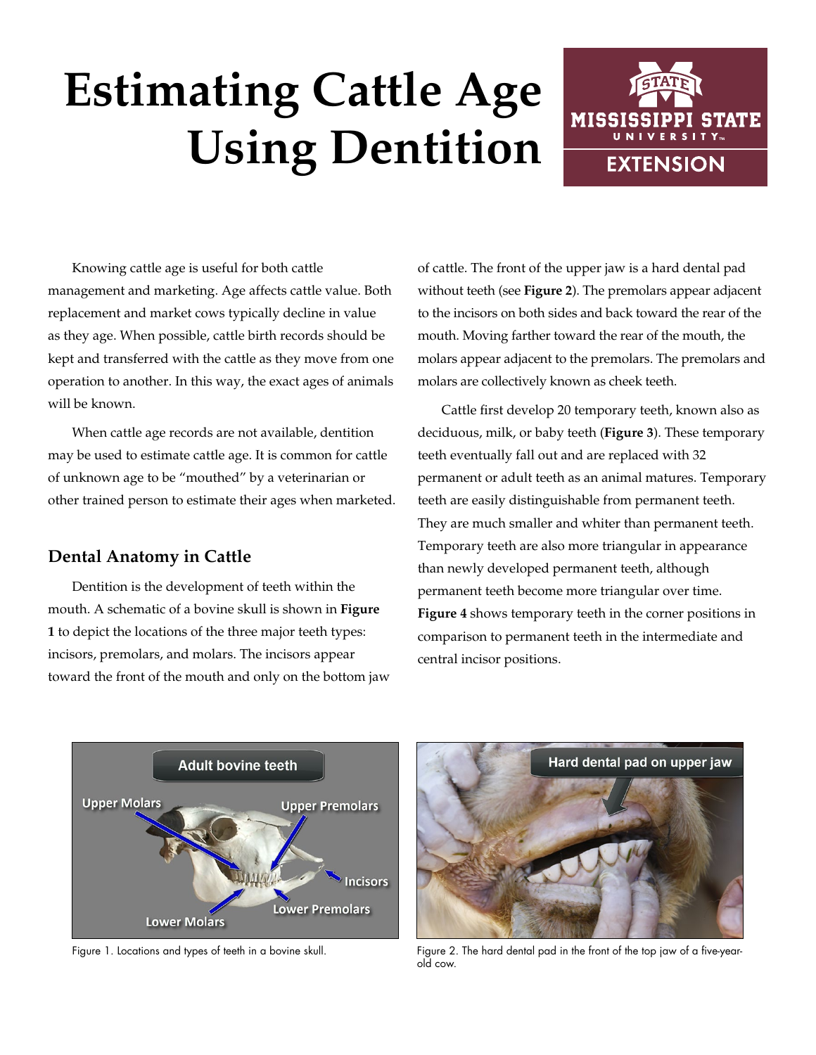# Estimating Cattle Age Using Dentition

Knowing cattle age is useful for both cattle management and marketing. Age affects cattle value. Both replacement and market cows typically decline in value as they age. When possible, cattle birth records should be kept and transferred with the cattle as they move from one operation to another. In this way, the exact ages of animals will be known.

When cattle age records are not available, dentition may be used to estimate cattle age. It is common for cattle of unknown age to be "mouthed" by a veterinarian or other trained person to estimate their ages when marketed.

## Dental Anatomy in Cattle

Dentition is the development of teeth within the mouth. A schematic of a bovine skull is shown in **Figure 1** to depict the locations of the three major teeth types: incisors, premolars, and molars. The incisors appear toward the front of the mouth and only on the bottom jaw of cattle. The front of the upper jaw is a hard dental pad without teeth (see **Figure 2**). The premolars appear adjacent to the incisors on both sides and back toward the rear of the mouth. Moving farther toward the rear of the mouth, the molars appear adjacent to the premolars. The premolars and molars are collectively known as cheek teeth.

Cattle first develop 20 temporary teeth, known also as deciduous, milk, or baby teeth (**Figure 3**). These temporary teeth eventually fall out and are replaced with 32 permanent or adult teeth as an animal matures. Temporary teeth are easily distinguishable from permanent teeth. They are much smaller and whiter than permanent teeth. Temporary teeth are also more triangular in appearance than newly developed permanent teeth, although permanent teeth become more triangular over time. **Figure 4** shows temporary teeth in the corner positions in comparison to permanent teeth in the intermediate and central incisor positions.

Figure 1. Locations and types of teeth in a bovine skull.

Figure 2. The hard dental pad in the front of the top jaw of a five-year-old cow.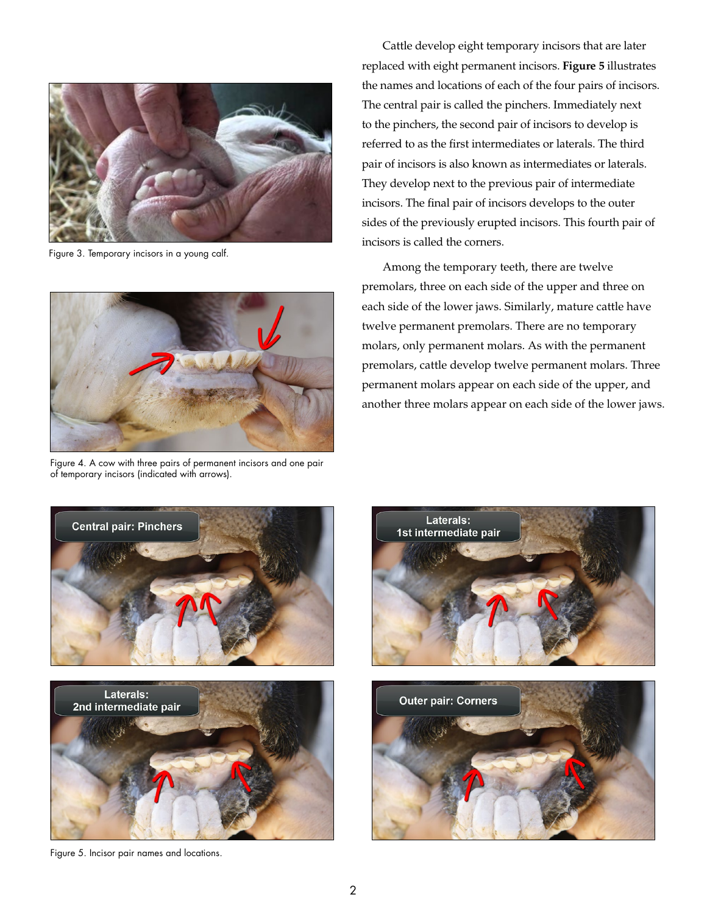Figure 3. Temporary incisors in a young calf.

Figure 4. A cow with three pairs of permanent incisors and one pair of temporary incisors (indicated with arrows).

Cattle develop eight temporary incisors that are later replaced with eight permanent incisors. **Figure 5** illustrates the names and locations of each of the four pairs of incisors. The central pair is called the pinchers. Immediately next to the pinchers, the second pair of incisors to develop is referred to as the first intermediates or laterals. The third pair of incisors is also known as intermediates or laterals. They develop next to the previous pair of intermediate incisors. The final pair of incisors develops to the outer sides of the previously erupted incisors. This fourth pair of incisors is called the corners.

Among the temporary teeth, there are twelve premolars, three on each side of the upper and three on each side of the lower jaws. Similarly, mature cattle have twelve permanent premolars. There are no temporary molars, only permanent molars. As with the permanent premolars, cattle develop twelve permanent molars. Three permanent molars appear on each side of the upper, and another three molars appear on each side of the lower jaws.

Figure 5. Incisor pair names and locations.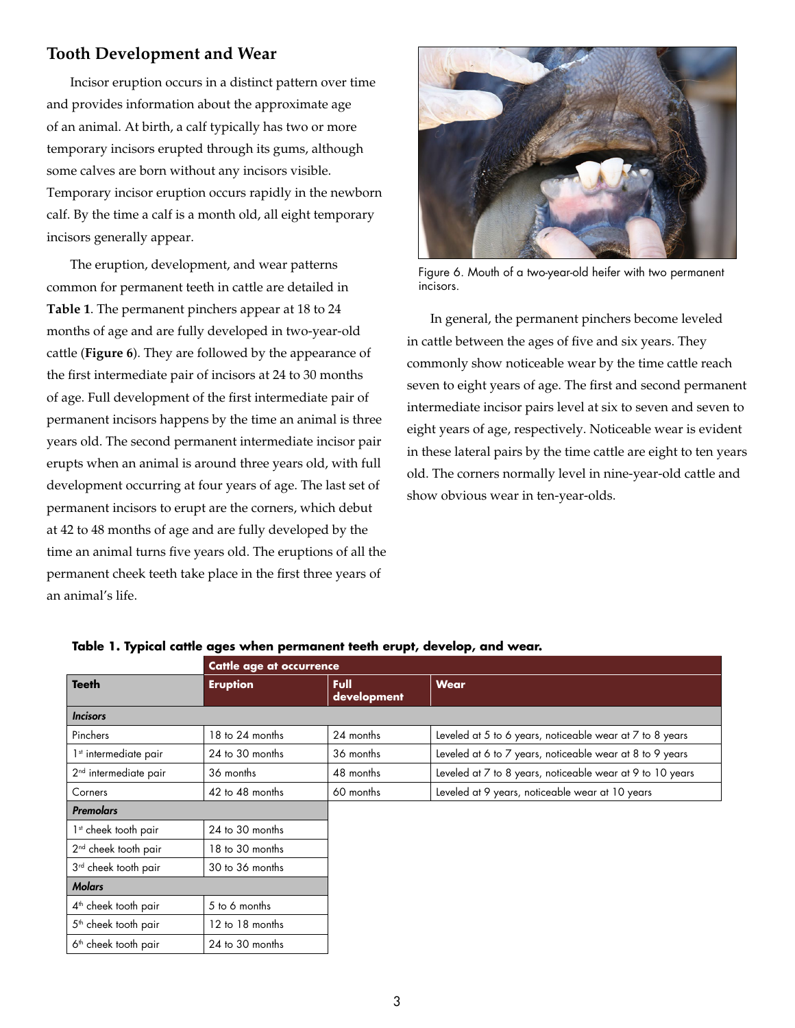## Tooth Development and Wear

Incisor eruption occurs in a distinct pattern over time and provides information about the approximate age of an animal. At birth, a calf typically has two or more temporary incisors erupted through its gums, although some calves are born without any incisors visible. Temporary incisor eruption occurs rapidly in the newborn calf. By the time a calf is a month old, all eight temporary incisors generally appear.

The eruption, development, and wear patterns common for permanent teeth in cattle are detailed in **Table 1**. The permanent pinchers appear at 18 to 24 months of age and are fully developed in two-year-old cattle (**Figure 6**). They are followed by the appearance of the first intermediate pair of incisors at 24 to 30 months of age. Full development of the first intermediate pair of permanent incisors happens by the time an animal is three years old. The second permanent intermediate incisor pair erupts when an animal is around three years old, with full development occurring at four years of age. The last set of permanent incisors to erupt are the corners, which debut at 42 to 48 months of age and are fully developed by the time an animal turns five years old. The eruptions of all the permanent cheek teeth take place in the first three years of an animal's life.

Figure 6. Mouth of a two-year-old heifer with two permanent incisors.

In general, the permanent pinchers become leveled in cattle between the ages of five and six years. They commonly show noticeable wear by the time cattle reach seven to eight years of age. The first and second permanent intermediate incisor pairs level at six to seven and seven to eight years of age, respectively. Noticeable wear is evident in these lateral pairs by the time cattle are eight to ten years old. The corners normally level in nine-year-old cattle and show obvious wear in ten-year-olds.

**Table 1. Typical cattle ages when permanent teeth erupt, develop, and wear.**

| | Cattle age at occurrence | | |
|---|---|---|---|
| **Teeth** | **Eruption** | **Full development** | **Wear** |
| ***Incisors*** | | | |
| Pinchers | 18 to 24 months | 24 months | Leveled at 5 to 6 years, noticeable wear at 7 to 8 years |
| 1st intermediate pair | 24 to 30 months | 36 months | Leveled at 6 to 7 years, noticeable wear at 8 to 9 years |
| 2nd intermediate pair | 36 months | 48 months | Leveled at 7 to 8 years, noticeable wear at 9 to 10 years |
| Corners | 42 to 48 months | 60 months | Leveled at 9 years, noticeable wear at 10 years |
| ***Premolars*** | | | |
| 1st cheek tooth pair | 24 to 30 months | | |
| 2nd cheek tooth pair | 18 to 30 months | | |
| 3rd cheek tooth pair | 30 to 36 months | | |
| ***Molars*** | | | |
| 4th cheek tooth pair | 5 to 6 months | | |
| 5th cheek tooth pair | 12 to 18 months | | |
| 6th cheek tooth pair | 24 to 30 months | | |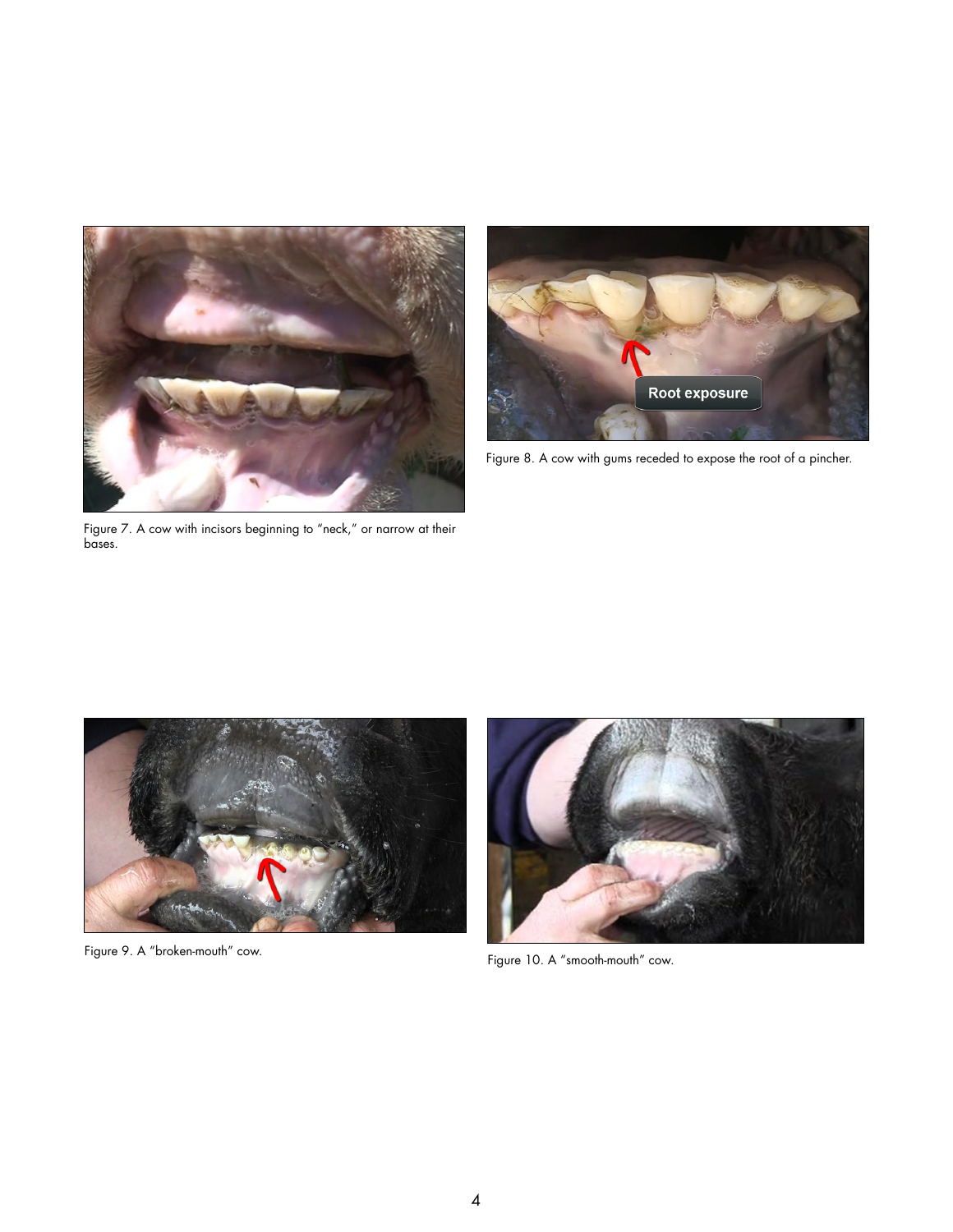Figure 7. A cow with incisors beginning to "neck," or narrow at their bases.

Figure 8. A cow with gums receded to expose the root of a pincher.

Figure 9. A "broken-mouth" cow.

Figure 10. A "smooth-mouth" cow.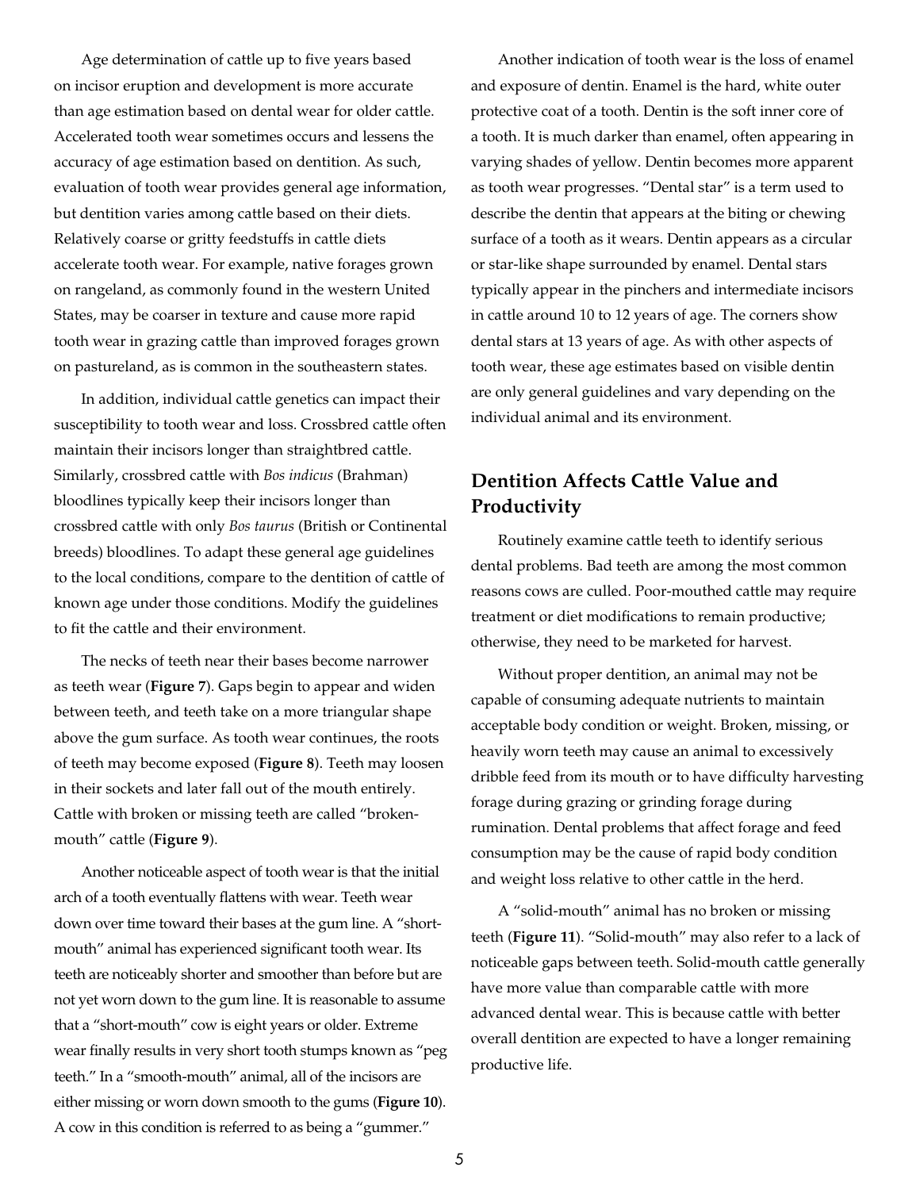Age determination of cattle up to five years based on incisor eruption and development is more accurate than age estimation based on dental wear for older cattle. Accelerated tooth wear sometimes occurs and lessens the accuracy of age estimation based on dentition. As such, evaluation of tooth wear provides general age information, but dentition varies among cattle based on their diets. Relatively coarse or gritty feedstuffs in cattle diets accelerate tooth wear. For example, native forages grown on rangeland, as commonly found in the western United States, may be coarser in texture and cause more rapid tooth wear in grazing cattle than improved forages grown on pastureland, as is common in the southeastern states.

In addition, individual cattle genetics can impact their susceptibility to tooth wear and loss. Crossbred cattle often maintain their incisors longer than straightbred cattle. Similarly, crossbred cattle with *Bos indicus* (Brahman) bloodlines typically keep their incisors longer than crossbred cattle with only *Bos taurus* (British or Continental breeds) bloodlines. To adapt these general age guidelines to the local conditions, compare to the dentition of cattle of known age under those conditions. Modify the guidelines to fit the cattle and their environment.

The necks of teeth near their bases become narrower as teeth wear (**Figure 7**). Gaps begin to appear and widen between teeth, and teeth take on a more triangular shape above the gum surface. As tooth wear continues, the roots of teeth may become exposed (**Figure 8**). Teeth may loosen in their sockets and later fall out of the mouth entirely. Cattle with broken or missing teeth are called "broken-mouth" cattle (**Figure 9**).

Another noticeable aspect of tooth wear is that the initial arch of a tooth eventually flattens with wear. Teeth wear down over time toward their bases at the gum line. A "short-mouth" animal has experienced significant tooth wear. Its teeth are noticeably shorter and smoother than before but are not yet worn down to the gum line. It is reasonable to assume that a "short-mouth" cow is eight years or older. Extreme wear finally results in very short tooth stumps known as "peg teeth." In a "smooth-mouth" animal, all of the incisors are either missing or worn down smooth to the gums (**Figure 10**). A cow in this condition is referred to as being a "gummer."

Another indication of tooth wear is the loss of enamel and exposure of dentin. Enamel is the hard, white outer protective coat of a tooth. Dentin is the soft inner core of a tooth. It is much darker than enamel, often appearing in varying shades of yellow. Dentin becomes more apparent as tooth wear progresses. "Dental star" is a term used to describe the dentin that appears at the biting or chewing surface of a tooth as it wears. Dentin appears as a circular or star-like shape surrounded by enamel. Dental stars typically appear in the pinchers and intermediate incisors in cattle around 10 to 12 years of age. The corners show dental stars at 13 years of age. As with other aspects of tooth wear, these age estimates based on visible dentin are only general guidelines and vary depending on the individual animal and its environment.

## Dentition Affects Cattle Value and Productivity

Routinely examine cattle teeth to identify serious dental problems. Bad teeth are among the most common reasons cows are culled. Poor-mouthed cattle may require treatment or diet modifications to remain productive; otherwise, they need to be marketed for harvest.

Without proper dentition, an animal may not be capable of consuming adequate nutrients to maintain acceptable body condition or weight. Broken, missing, or heavily worn teeth may cause an animal to excessively dribble feed from its mouth or to have difficulty harvesting forage during grazing or grinding forage during rumination. Dental problems that affect forage and feed consumption may be the cause of rapid body condition and weight loss relative to other cattle in the herd.

A "solid-mouth" animal has no broken or missing teeth (**Figure 11**). "Solid-mouth" may also refer to a lack of noticeable gaps between teeth. Solid-mouth cattle generally have more value than comparable cattle with more advanced dental wear. This is because cattle with better overall dentition are expected to have a longer remaining productive life.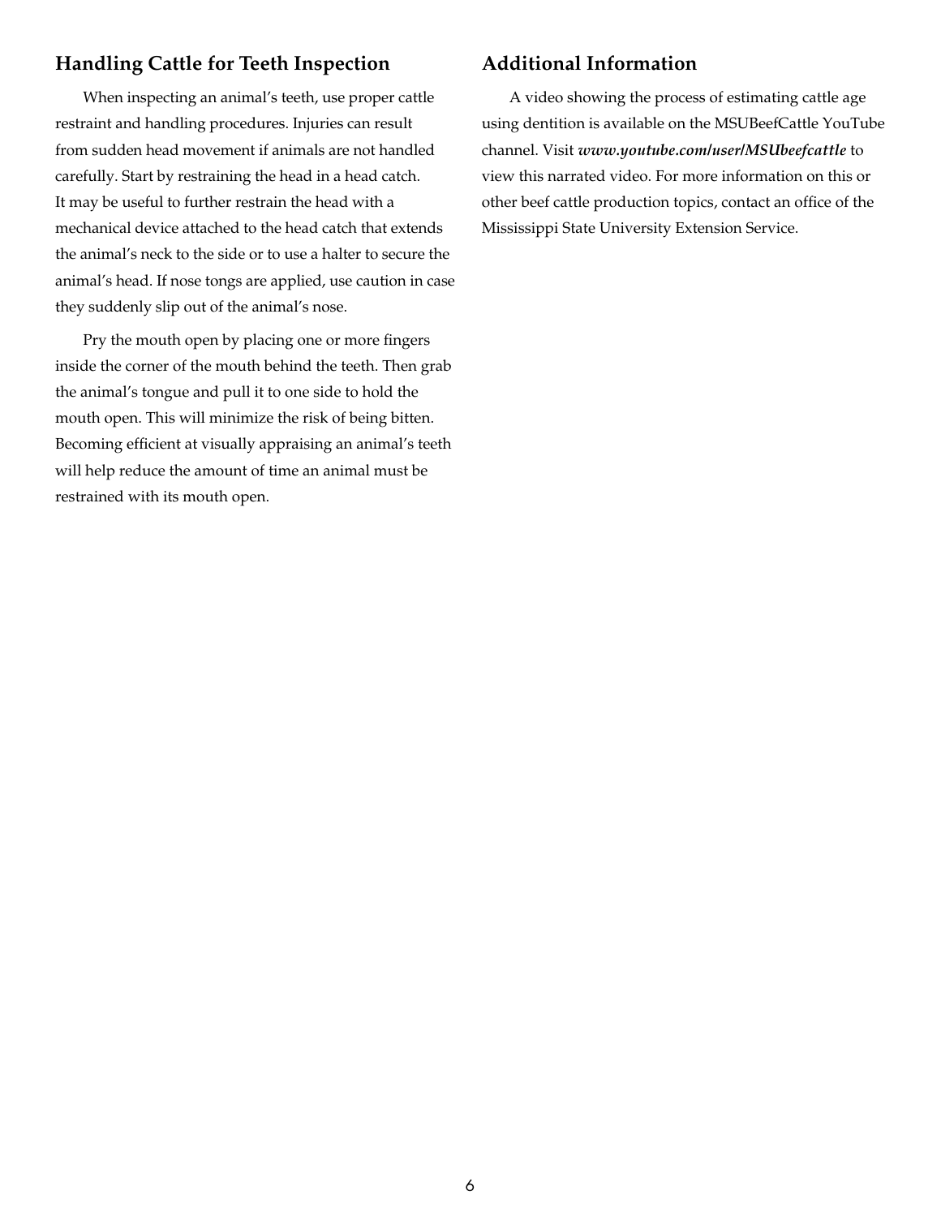## Handling Cattle for Teeth Inspection

When inspecting an animal's teeth, use proper cattle restraint and handling procedures. Injuries can result from sudden head movement if animals are not handled carefully. Start by restraining the head in a head catch. It may be useful to further restrain the head with a mechanical device attached to the head catch that extends the animal's neck to the side or to use a halter to secure the animal's head. If nose tongs are applied, use caution in case they suddenly slip out of the animal's nose.

Pry the mouth open by placing one or more fingers inside the corner of the mouth behind the teeth. Then grab the animal's tongue and pull it to one side to hold the mouth open. This will minimize the risk of being bitten. Becoming efficient at visually appraising an animal's teeth will help reduce the amount of time an animal must be restrained with its mouth open.

## Additional Information

A video showing the process of estimating cattle age using dentition is available on the MSUBeefCattle YouTube channel. Visit ***www.youtube.com/user/MSUbeefcattle*** to view this narrated video. For more information on this or other beef cattle production topics, contact an office of the Mississippi State University Extension Service.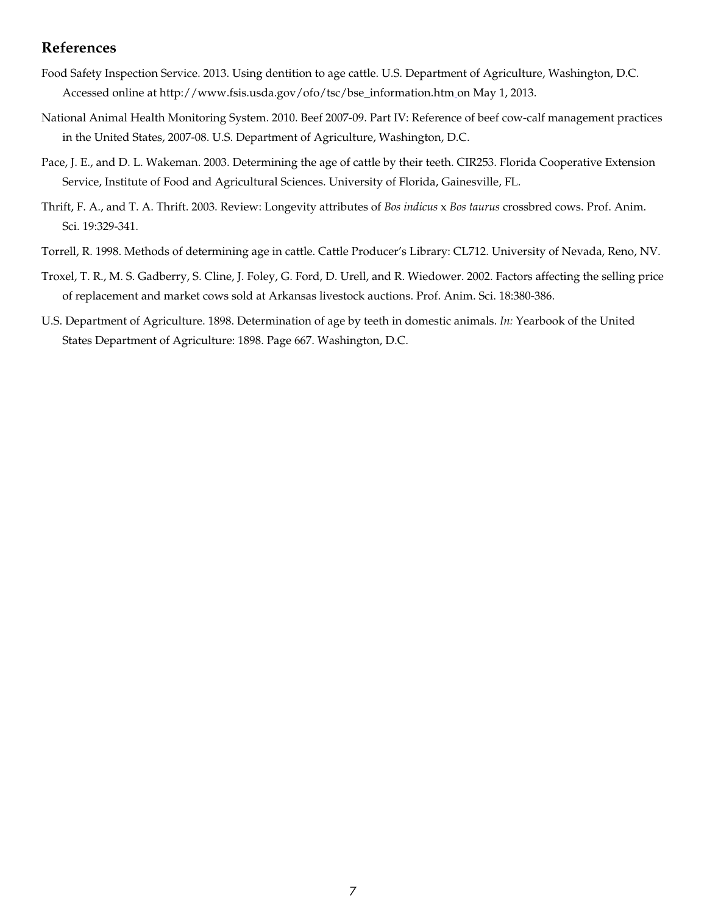## References

Food Safety Inspection Service. 2013. Using dentition to age cattle. U.S. Department of Agriculture, Washington, D.C. Accessed online at http://www.fsis.usda.gov/ofo/tsc/bse_information.htm on May 1, 2013.

National Animal Health Monitoring System. 2010. Beef 2007-09. Part IV: Reference of beef cow-calf management practices in the United States, 2007-08. U.S. Department of Agriculture, Washington, D.C.

Pace, J. E., and D. L. Wakeman. 2003. Determining the age of cattle by their teeth. CIR253. Florida Cooperative Extension Service, Institute of Food and Agricultural Sciences. University of Florida, Gainesville, FL.

Thrift, F. A., and T. A. Thrift. 2003. Review: Longevity attributes of *Bos indicus* x *Bos taurus* crossbred cows. Prof. Anim. Sci. 19:329-341.

Torrell, R. 1998. Methods of determining age in cattle. Cattle Producer's Library: CL712. University of Nevada, Reno, NV.

Troxel, T. R., M. S. Gadberry, S. Cline, J. Foley, G. Ford, D. Urell, and R. Wiedower. 2002. Factors affecting the selling price of replacement and market cows sold at Arkansas livestock auctions. Prof. Anim. Sci. 18:380-386.

U.S. Department of Agriculture. 1898. Determination of age by teeth in domestic animals. *In:* Yearbook of the United States Department of Agriculture: 1898. Page 667. Washington, D.C.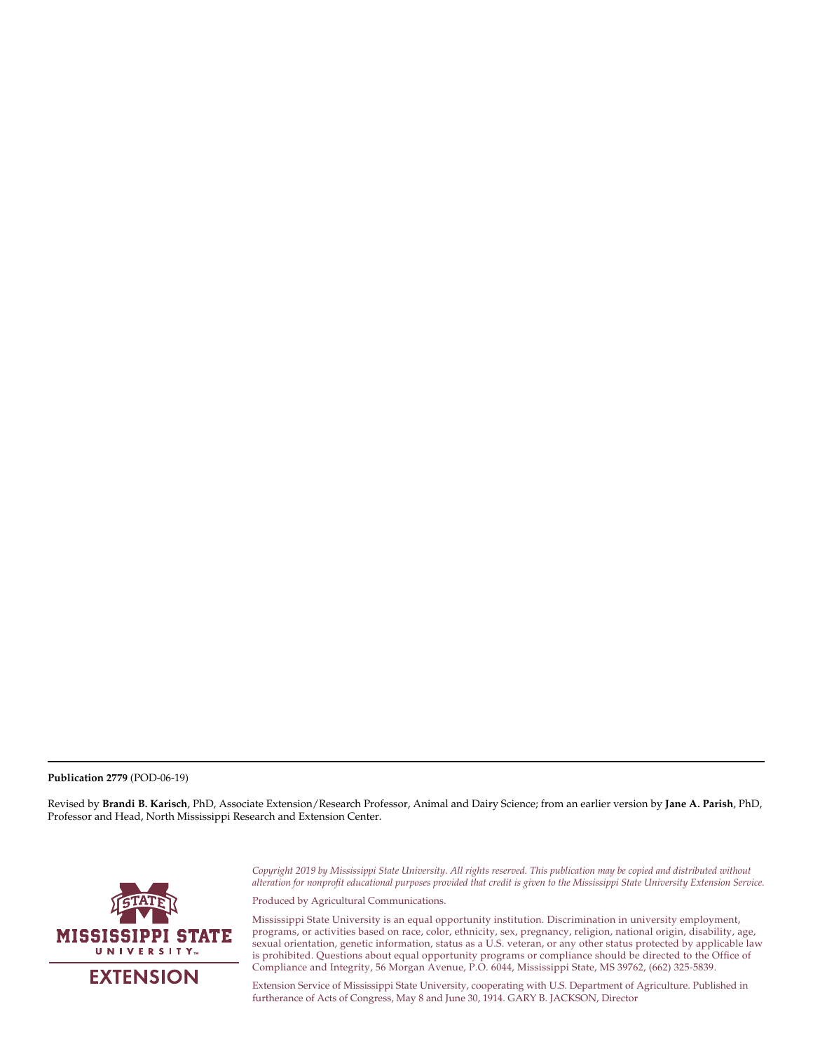**Publication 2779** (POD-06-19)

Revised by **Brandi B. Karisch**, PhD, Associate Extension/Research Professor, Animal and Dairy Science; from an earlier version by **Jane A. Parish**, PhD, Professor and Head, North Mississippi Research and Extension Center.

MISSISSIPPI STATE UNIVERSITY™

EXTENSION

*Copyright 2019 by Mississippi State University. All rights reserved. This publication may be copied and distributed without alteration for nonprofit educational purposes provided that credit is given to the Mississippi State University Extension Service.*

Produced by Agricultural Communications.

Mississippi State University is an equal opportunity institution. Discrimination in university employment, programs, or activities based on race, color, ethnicity, sex, pregnancy, religion, national origin, disability, age, sexual orientation, genetic information, status as a U.S. veteran, or any other status protected by applicable law is prohibited. Questions about equal opportunity programs or compliance should be directed to the Office of Compliance and Integrity, 56 Morgan Avenue, P.O. 6044, Mississippi State, MS 39762, (662) 325-5839.

Extension Service of Mississippi State University, cooperating with U.S. Department of Agriculture. Published in furtherance of Acts of Congress, May 8 and June 30, 1914. GARY B. JACKSON, Director